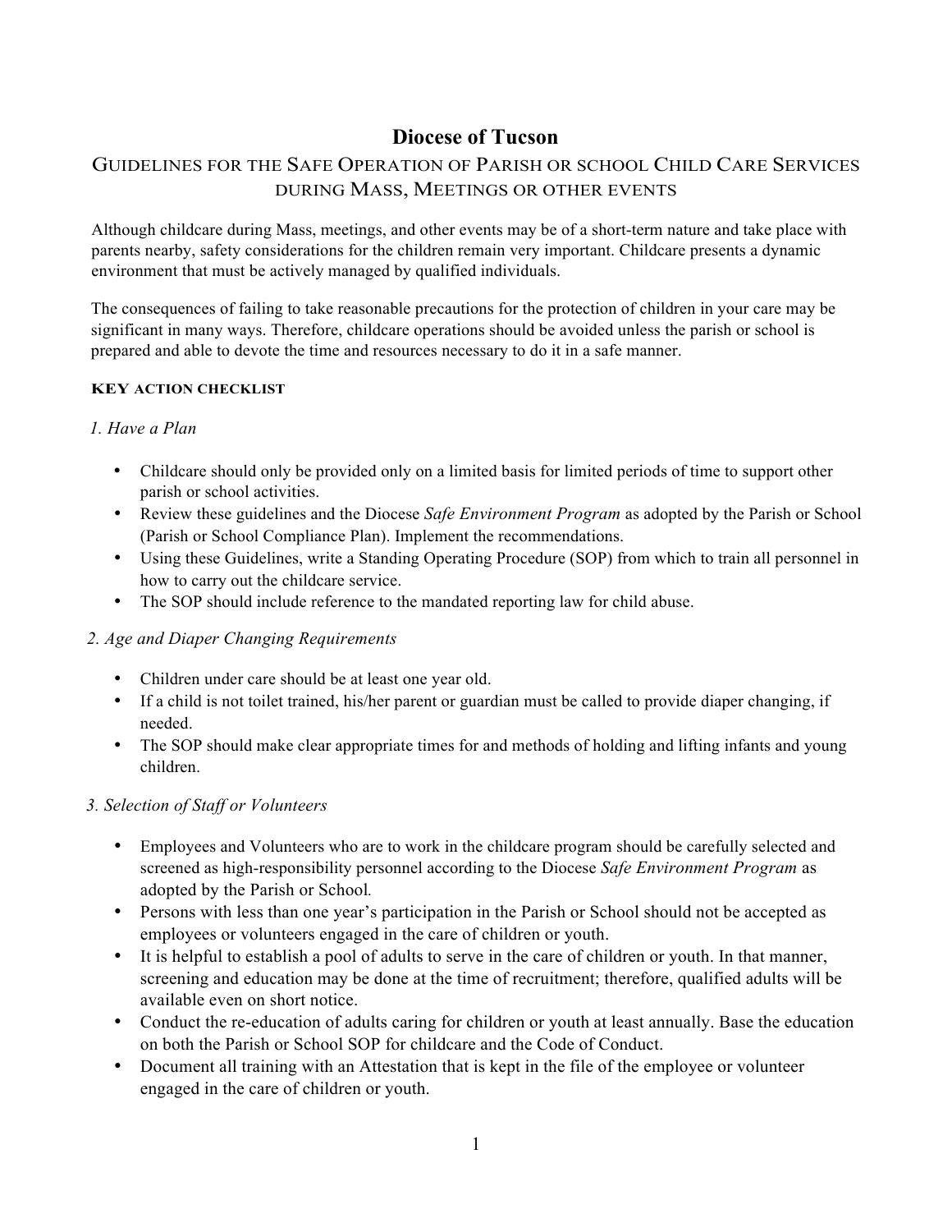# Diocese of Tucson

## GUIDELINES FOR THE SAFE OPERATION OF PARISH OR SCHOOL CHILD CARE SERVICES DURING MASS, MEETINGS OR OTHER EVENTS

Although childcare during Mass, meetings, and other events may be of a short-term nature and take place with parents nearby, safety considerations for the children remain very important. Childcare presents a dynamic environment that must be actively managed by qualified individuals.

The consequences of failing to take reasonable precautions for the protection of children in your care may be significant in many ways. Therefore, childcare operations should be avoided unless the parish or school is prepared and able to devote the time and resources necessary to do it in a safe manner.

**KEY ACTION CHECKLIST**

*1. Have a Plan*

- Childcare should only be provided only on a limited basis for limited periods of time to support other parish or school activities.
- Review these guidelines and the Diocese *Safe Environment Program* as adopted by the Parish or School (Parish or School Compliance Plan). Implement the recommendations.
- Using these Guidelines, write a Standing Operating Procedure (SOP) from which to train all personnel in how to carry out the childcare service.
- The SOP should include reference to the mandated reporting law for child abuse.

*2. Age and Diaper Changing Requirements*

- Children under care should be at least one year old.
- If a child is not toilet trained, his/her parent or guardian must be called to provide diaper changing, if needed.
- The SOP should make clear appropriate times for and methods of holding and lifting infants and young children.

*3. Selection of Staff or Volunteers*

- Employees and Volunteers who are to work in the childcare program should be carefully selected and screened as high-responsibility personnel according to the Diocese *Safe Environment Program* as adopted by the Parish or School.
- Persons with less than one year's participation in the Parish or School should not be accepted as employees or volunteers engaged in the care of children or youth.
- It is helpful to establish a pool of adults to serve in the care of children or youth. In that manner, screening and education may be done at the time of recruitment; therefore, qualified adults will be available even on short notice.
- Conduct the re-education of adults caring for children or youth at least annually. Base the education on both the Parish or School SOP for childcare and the Code of Conduct.
- Document all training with an Attestation that is kept in the file of the employee or volunteer engaged in the care of children or youth.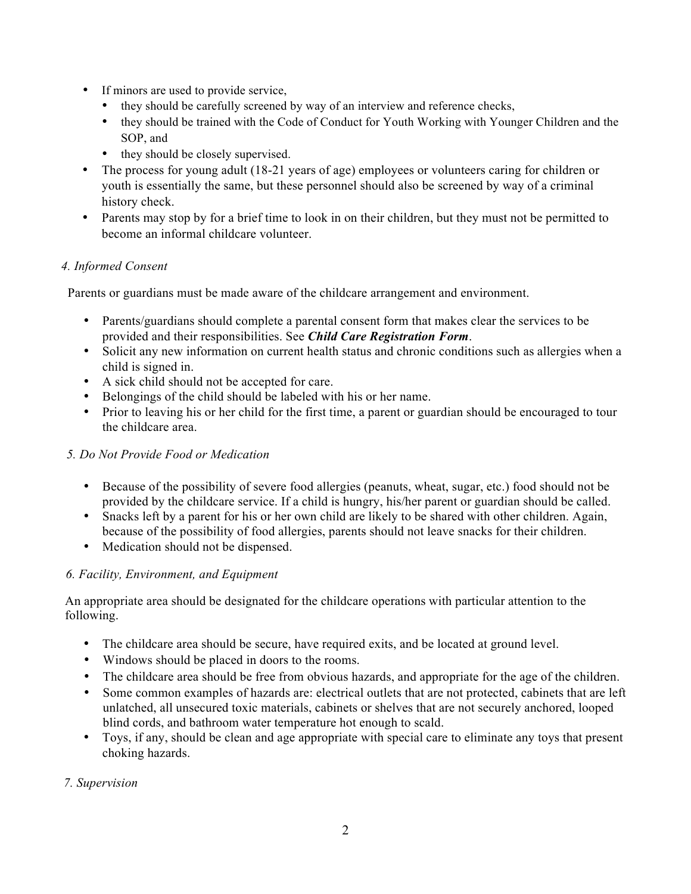- If minors are used to provide service,
  - they should be carefully screened by way of an interview and reference checks,
  - they should be trained with the Code of Conduct for Youth Working with Younger Children and the SOP, and
  - they should be closely supervised.
- The process for young adult (18-21 years of age) employees or volunteers caring for children or youth is essentially the same, but these personnel should also be screened by way of a criminal history check.
- Parents may stop by for a brief time to look in on their children, but they must not be permitted to become an informal childcare volunteer.

*4. Informed Consent*

Parents or guardians must be made aware of the childcare arrangement and environment.

- Parents/guardians should complete a parental consent form that makes clear the services to be provided and their responsibilities. See ***Child Care Registration Form***.
- Solicit any new information on current health status and chronic conditions such as allergies when a child is signed in.
- A sick child should not be accepted for care.
- Belongings of the child should be labeled with his or her name.
- Prior to leaving his or her child for the first time, a parent or guardian should be encouraged to tour the childcare area.

*5. Do Not Provide Food or Medication*

- Because of the possibility of severe food allergies (peanuts, wheat, sugar, etc.) food should not be provided by the childcare service. If a child is hungry, his/her parent or guardian should be called.
- Snacks left by a parent for his or her own child are likely to be shared with other children. Again, because of the possibility of food allergies, parents should not leave snacks for their children.
- Medication should not be dispensed.

*6. Facility, Environment, and Equipment*

An appropriate area should be designated for the childcare operations with particular attention to the following.

- The childcare area should be secure, have required exits, and be located at ground level.
- Windows should be placed in doors to the rooms.
- The childcare area should be free from obvious hazards, and appropriate for the age of the children.
- Some common examples of hazards are: electrical outlets that are not protected, cabinets that are left unlatched, all unsecured toxic materials, cabinets or shelves that are not securely anchored, looped blind cords, and bathroom water temperature hot enough to scald.
- Toys, if any, should be clean and age appropriate with special care to eliminate any toys that present choking hazards.

*7. Supervision*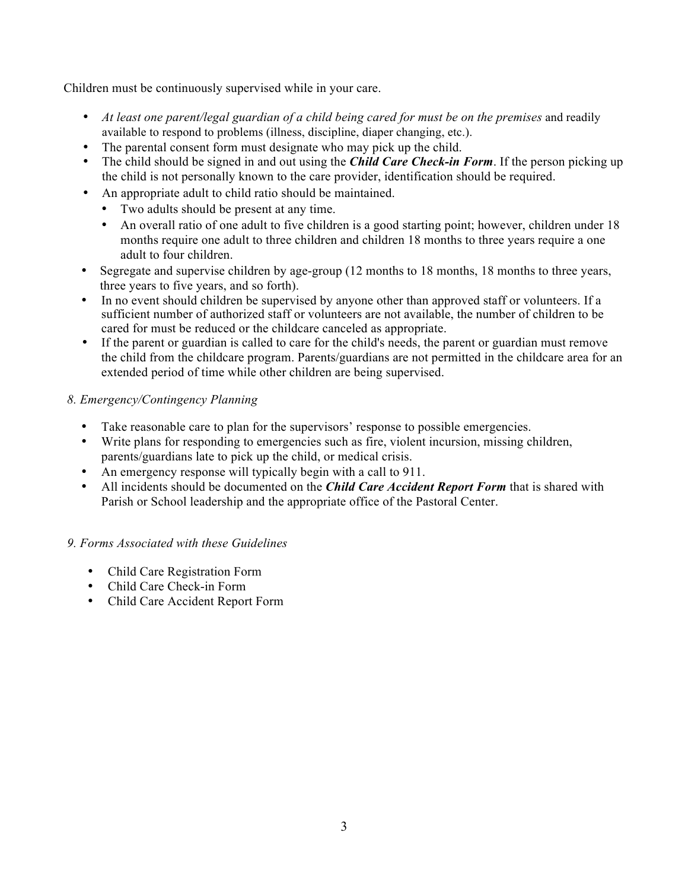Children must be continuously supervised while in your care.

- *At least one parent/legal guardian of a child being cared for must be on the premises* and readily available to respond to problems (illness, discipline, diaper changing, etc.).
- The parental consent form must designate who may pick up the child.
- The child should be signed in and out using the ***Child Care Check-in Form***. If the person picking up the child is not personally known to the care provider, identification should be required.
- An appropriate adult to child ratio should be maintained.
  - Two adults should be present at any time.
  - An overall ratio of one adult to five children is a good starting point; however, children under 18 months require one adult to three children and children 18 months to three years require a one adult to four children.
- Segregate and supervise children by age-group (12 months to 18 months, 18 months to three years, three years to five years, and so forth).
- In no event should children be supervised by anyone other than approved staff or volunteers. If a sufficient number of authorized staff or volunteers are not available, the number of children to be cared for must be reduced or the childcare canceled as appropriate.
- If the parent or guardian is called to care for the child's needs, the parent or guardian must remove the child from the childcare program. Parents/guardians are not permitted in the childcare area for an extended period of time while other children are being supervised.

*8. Emergency/Contingency Planning*

- Take reasonable care to plan for the supervisors' response to possible emergencies.
- Write plans for responding to emergencies such as fire, violent incursion, missing children, parents/guardians late to pick up the child, or medical crisis.
- An emergency response will typically begin with a call to 911.
- All incidents should be documented on the ***Child Care Accident Report Form*** that is shared with Parish or School leadership and the appropriate office of the Pastoral Center.

*9. Forms Associated with these Guidelines*

- Child Care Registration Form
- Child Care Check-in Form
- Child Care Accident Report Form